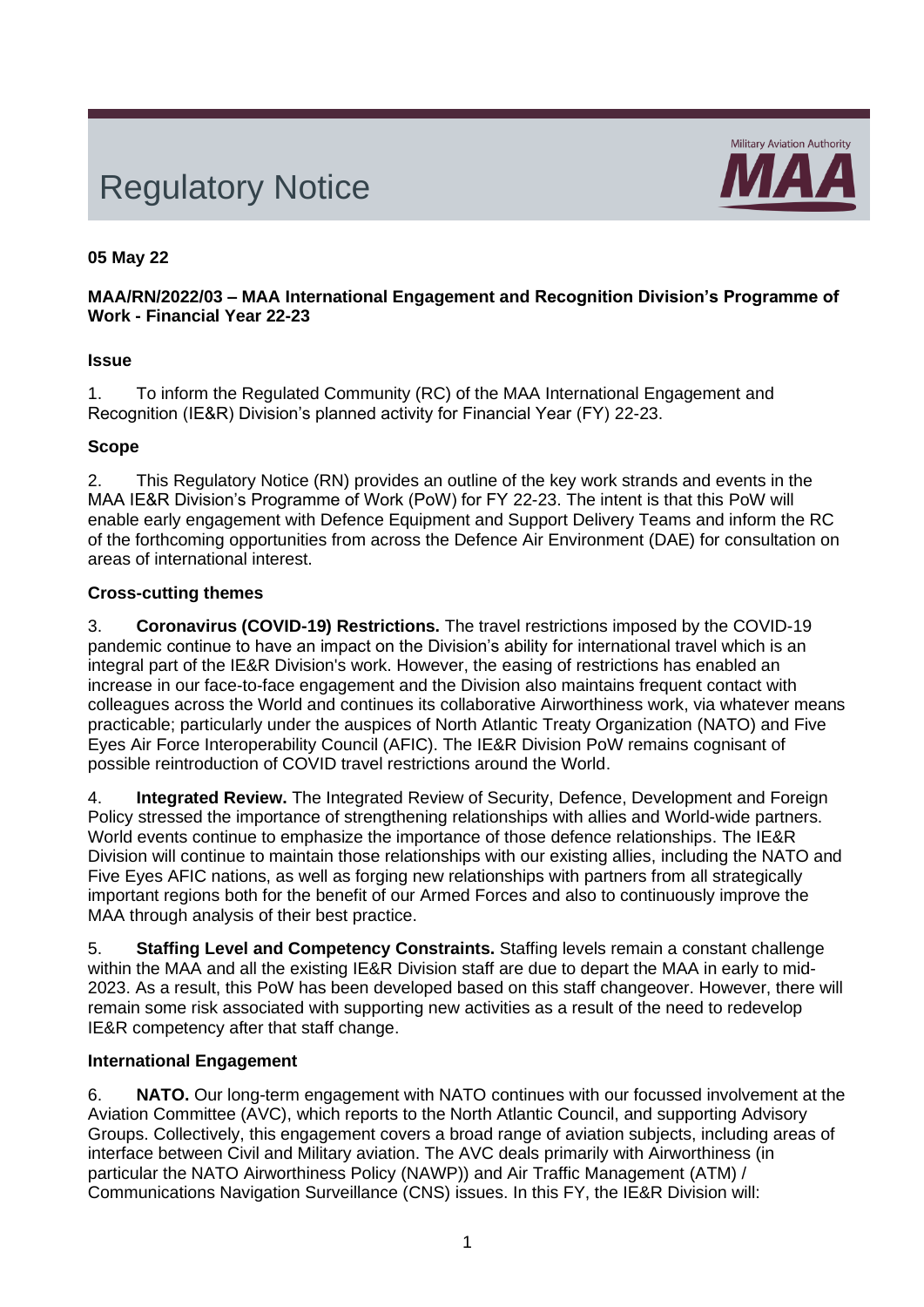# Regulatory Notice

Military Aviation Authority **MAA**

**05 May 22**

**MAA/RN/2022/03 – MAA International Engagement and Recognition Division's Programme of Work - Financial Year 22-23**

**Issue**

1. To inform the Regulated Community (RC) of the MAA International Engagement and Recognition (IE&R) Division's planned activity for Financial Year (FY) 22-23.

**Scope**

2. This Regulatory Notice (RN) provides an outline of the key work strands and events in the MAA IE&R Division's Programme of Work (PoW) for FY 22-23. The intent is that this PoW will enable early engagement with Defence Equipment and Support Delivery Teams and inform the RC of the forthcoming opportunities from across the Defence Air Environment (DAE) for consultation on areas of international interest.

**Cross-cutting themes**

3. **Coronavirus (COVID-19) Restrictions.** The travel restrictions imposed by the COVID-19 pandemic continue to have an impact on the Division's ability for international travel which is an integral part of the IE&R Division's work. However, the easing of restrictions has enabled an increase in our face-to-face engagement and the Division also maintains frequent contact with colleagues across the World and continues its collaborative Airworthiness work, via whatever means practicable; particularly under the auspices of North Atlantic Treaty Organization (NATO) and Five Eyes Air Force Interoperability Council (AFIC). The IE&R Division PoW remains cognisant of possible reintroduction of COVID travel restrictions around the World.

4. **Integrated Review.** The Integrated Review of Security, Defence, Development and Foreign Policy stressed the importance of strengthening relationships with allies and World-wide partners. World events continue to emphasize the importance of those defence relationships. The IE&R Division will continue to maintain those relationships with our existing allies, including the NATO and Five Eyes AFIC nations, as well as forging new relationships with partners from all strategically important regions both for the benefit of our Armed Forces and also to continuously improve the MAA through analysis of their best practice.

5. **Staffing Level and Competency Constraints.** Staffing levels remain a constant challenge within the MAA and all the existing IE&R Division staff are due to depart the MAA in early to mid-2023. As a result, this PoW has been developed based on this staff changeover. However, there will remain some risk associated with supporting new activities as a result of the need to redevelop IE&R competency after that staff change.

**International Engagement**

6. **NATO.** Our long-term engagement with NATO continues with our focussed involvement at the Aviation Committee (AVC), which reports to the North Atlantic Council, and supporting Advisory Groups. Collectively, this engagement covers a broad range of aviation subjects, including areas of interface between Civil and Military aviation. The AVC deals primarily with Airworthiness (in particular the NATO Airworthiness Policy (NAWP)) and Air Traffic Management (ATM) / Communications Navigation Surveillance (CNS) issues. In this FY, the IE&R Division will: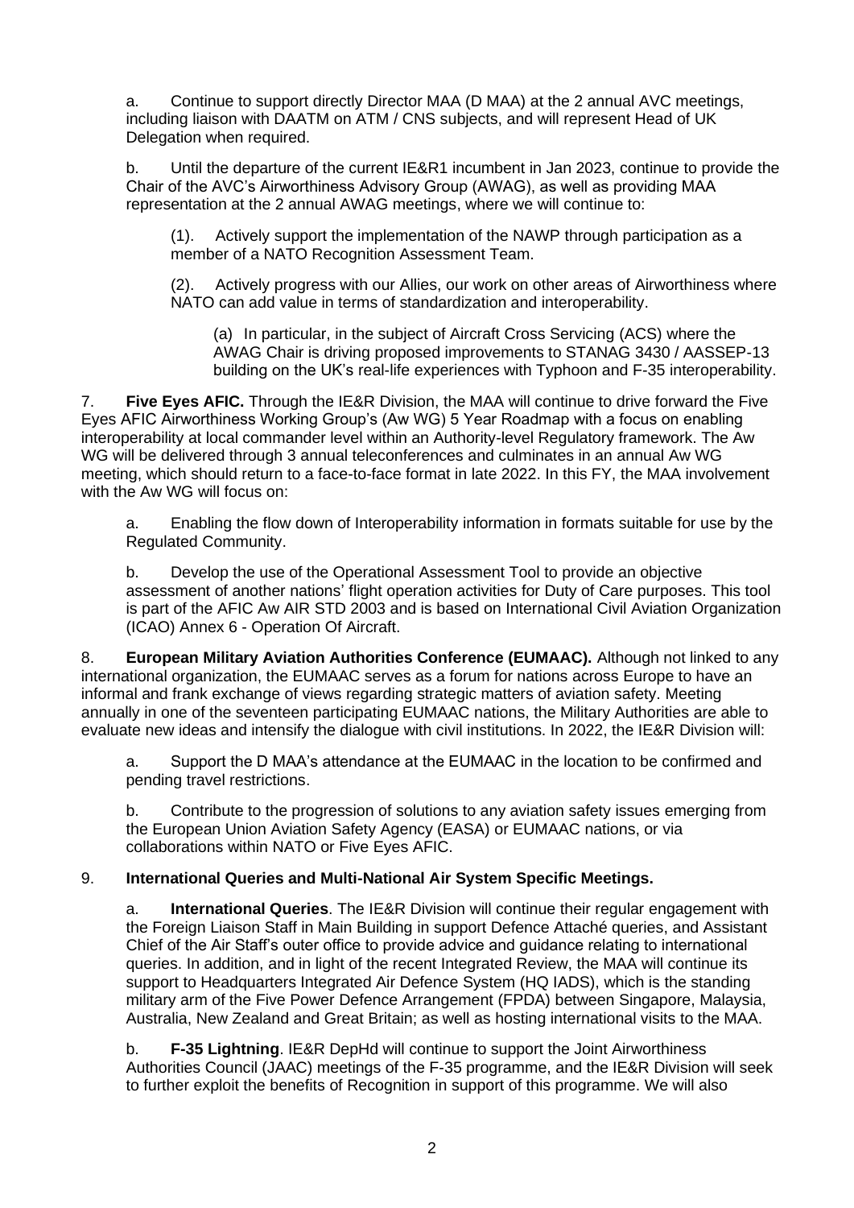a. Continue to support directly Director MAA (D MAA) at the 2 annual AVC meetings, including liaison with DAATM on ATM / CNS subjects, and will represent Head of UK Delegation when required.

b. Until the departure of the current IE&R1 incumbent in Jan 2023, continue to provide the Chair of the AVC's Airworthiness Advisory Group (AWAG), as well as providing MAA representation at the 2 annual AWAG meetings, where we will continue to:

(1). Actively support the implementation of the NAWP through participation as a member of a NATO Recognition Assessment Team.

(2). Actively progress with our Allies, our work on other areas of Airworthiness where NATO can add value in terms of standardization and interoperability.

(a) In particular, in the subject of Aircraft Cross Servicing (ACS) where the AWAG Chair is driving proposed improvements to STANAG 3430 / AASSEP-13 building on the UK's real-life experiences with Typhoon and F-35 interoperability.

7. **Five Eyes AFIC.** Through the IE&R Division, the MAA will continue to drive forward the Five Eyes AFIC Airworthiness Working Group's (Aw WG) 5 Year Roadmap with a focus on enabling interoperability at local commander level within an Authority-level Regulatory framework. The Aw WG will be delivered through 3 annual teleconferences and culminates in an annual Aw WG meeting, which should return to a face-to-face format in late 2022. In this FY, the MAA involvement with the Aw WG will focus on:

a. Enabling the flow down of Interoperability information in formats suitable for use by the Regulated Community.

b. Develop the use of the Operational Assessment Tool to provide an objective assessment of another nations' flight operation activities for Duty of Care purposes. This tool is part of the AFIC Aw AIR STD 2003 and is based on International Civil Aviation Organization (ICAO) Annex 6 - Operation Of Aircraft.

8. **European Military Aviation Authorities Conference (EUMAAC).** Although not linked to any international organization, the EUMAAC serves as a forum for nations across Europe to have an informal and frank exchange of views regarding strategic matters of aviation safety. Meeting annually in one of the seventeen participating EUMAAC nations, the Military Authorities are able to evaluate new ideas and intensify the dialogue with civil institutions. In 2022, the IE&R Division will:

a. Support the D MAA's attendance at the EUMAAC in the location to be confirmed and pending travel restrictions.

b. Contribute to the progression of solutions to any aviation safety issues emerging from the European Union Aviation Safety Agency (EASA) or EUMAAC nations, or via collaborations within NATO or Five Eyes AFIC.

9. **International Queries and Multi-National Air System Specific Meetings.**

a. **International Queries**. The IE&R Division will continue their regular engagement with the Foreign Liaison Staff in Main Building in support Defence Attaché queries, and Assistant Chief of the Air Staff's outer office to provide advice and guidance relating to international queries. In addition, and in light of the recent Integrated Review, the MAA will continue its support to Headquarters Integrated Air Defence System (HQ IADS), which is the standing military arm of the Five Power Defence Arrangement (FPDA) between Singapore, Malaysia, Australia, New Zealand and Great Britain; as well as hosting international visits to the MAA.

b. **F-35 Lightning**. IE&R DepHd will continue to support the Joint Airworthiness Authorities Council (JAAC) meetings of the F-35 programme, and the IE&R Division will seek to further exploit the benefits of Recognition in support of this programme. We will also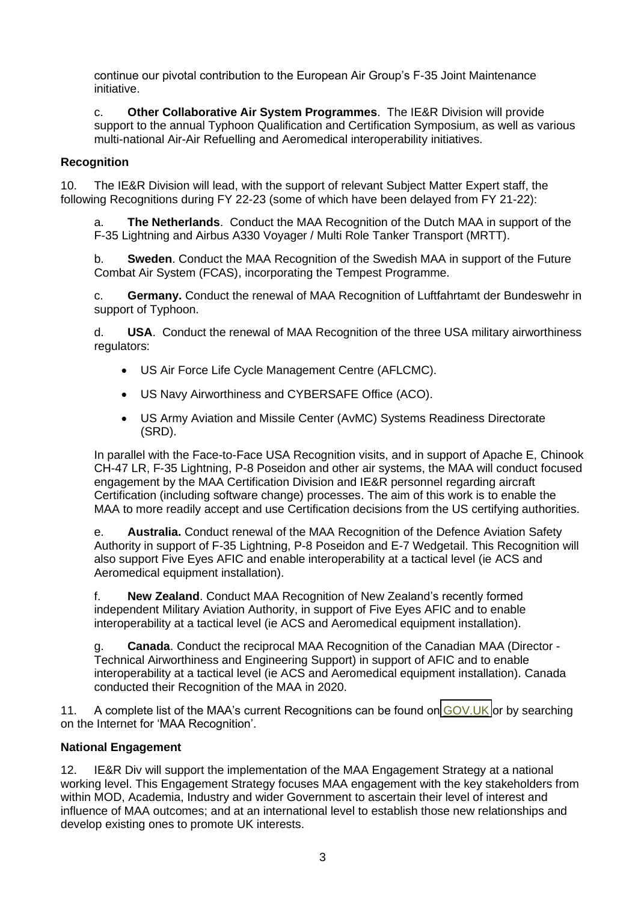continue our pivotal contribution to the European Air Group's F-35 Joint Maintenance initiative.

c. **Other Collaborative Air System Programmes**. The IE&R Division will provide support to the annual Typhoon Qualification and Certification Symposium, as well as various multi-national Air-Air Refuelling and Aeromedical interoperability initiatives.

**Recognition**

10. The IE&R Division will lead, with the support of relevant Subject Matter Expert staff, the following Recognitions during FY 22-23 (some of which have been delayed from FY 21-22):

a. **The Netherlands**. Conduct the MAA Recognition of the Dutch MAA in support of the F-35 Lightning and Airbus A330 Voyager / Multi Role Tanker Transport (MRTT).

b. **Sweden**. Conduct the MAA Recognition of the Swedish MAA in support of the Future Combat Air System (FCAS), incorporating the Tempest Programme.

c. **Germany.** Conduct the renewal of MAA Recognition of Luftfahrtamt der Bundeswehr in support of Typhoon.

d. **USA**. Conduct the renewal of MAA Recognition of the three USA military airworthiness regulators:

- US Air Force Life Cycle Management Centre (AFLCMC).
- US Navy Airworthiness and CYBERSAFE Office (ACO).
- US Army Aviation and Missile Center (AvMC) Systems Readiness Directorate (SRD).

In parallel with the Face-to-Face USA Recognition visits, and in support of Apache E, Chinook CH-47 LR, F-35 Lightning, P-8 Poseidon and other air systems, the MAA will conduct focused engagement by the MAA Certification Division and IE&R personnel regarding aircraft Certification (including software change) processes. The aim of this work is to enable the MAA to more readily accept and use Certification decisions from the US certifying authorities.

e. **Australia.** Conduct renewal of the MAA Recognition of the Defence Aviation Safety Authority in support of F-35 Lightning, P-8 Poseidon and E-7 Wedgetail. This Recognition will also support Five Eyes AFIC and enable interoperability at a tactical level (ie ACS and Aeromedical equipment installation).

f. **New Zealand**. Conduct MAA Recognition of New Zealand's recently formed independent Military Aviation Authority, in support of Five Eyes AFIC and to enable interoperability at a tactical level (ie ACS and Aeromedical equipment installation).

g. **Canada**. Conduct the reciprocal MAA Recognition of the Canadian MAA (Director - Technical Airworthiness and Engineering Support) in support of AFIC and to enable interoperability at a tactical level (ie ACS and Aeromedical equipment installation). Canada conducted their Recognition of the MAA in 2020.

11. A complete list of the MAA's current Recognitions can be found on GOV.UK or by searching on the Internet for 'MAA Recognition'.

**National Engagement**

12. IE&R Div will support the implementation of the MAA Engagement Strategy at a national working level. This Engagement Strategy focuses MAA engagement with the key stakeholders from within MOD, Academia, Industry and wider Government to ascertain their level of interest and influence of MAA outcomes; and at an international level to establish those new relationships and develop existing ones to promote UK interests.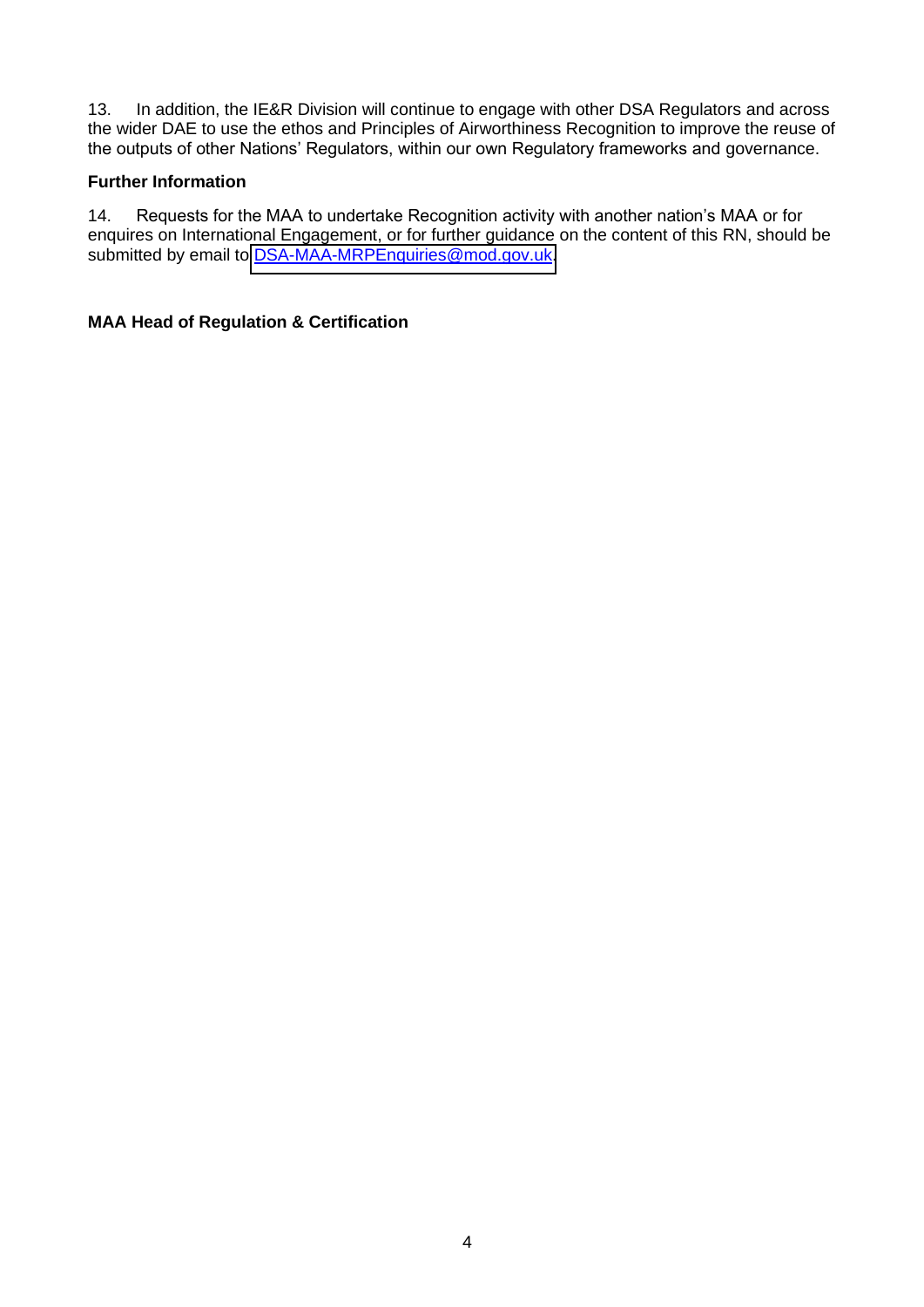13. In addition, the IE&R Division will continue to engage with other DSA Regulators and across the wider DAE to use the ethos and Principles of Airworthiness Recognition to improve the reuse of the outputs of other Nations' Regulators, within our own Regulatory frameworks and governance.

**Further Information**

14. Requests for the MAA to undertake Recognition activity with another nation's MAA or for enquires on International Engagement, or for further guidance on the content of this RN, should be submitted by email to DSA-MAA-MRPEnquiries@mod.gov.uk.

**MAA Head of Regulation & Certification**